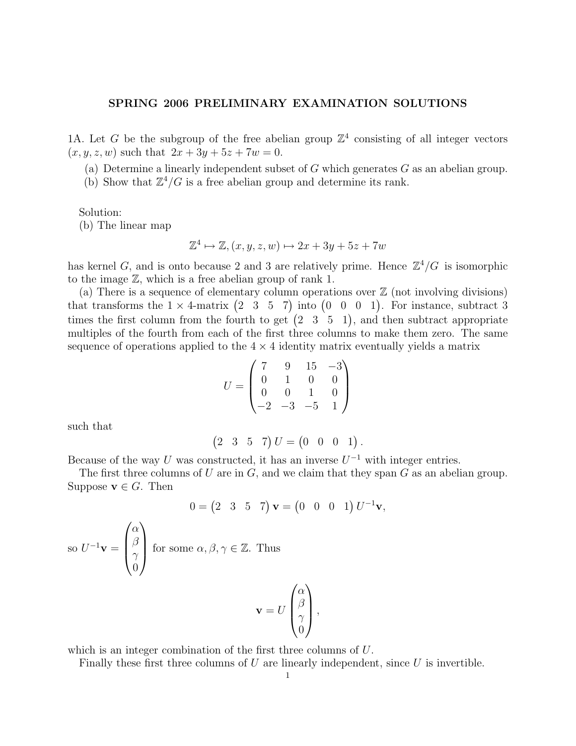# SPRING 2006 PRELIMINARY EXAMINATION SOLUTIONS

1A. Let $G$ be the subgroup of the free abelian group $\mathbb{Z}^4$ consisting of all integer vectors $(x, y, z, w)$ such that $2x + 3y + 5z + 7w = 0$.

(a) Determine a linearly independent subset of $G$ which generates $G$ as an abelian group.

(b) Show that $\mathbb{Z}^4/G$ is a free abelian group and determine its rank.

Solution:

(b) The linear map

$$\mathbb{Z}^4 \mapsto \mathbb{Z}, (x, y, z, w) \mapsto 2x + 3y + 5z + 7w$$

has kernel $G$, and is onto because 2 and 3 are relatively prime. Hence $\mathbb{Z}^4/G$ is isomorphic to the image $\mathbb{Z}$, which is a free abelian group of rank 1.

(a) There is a sequence of elementary column operations over $\mathbb{Z}$ (not involving divisions) that transforms the $1 \times 4$-matrix $\begin{pmatrix} 2 & 3 & 5 & 7 \end{pmatrix}$ into $\begin{pmatrix} 0 & 0 & 0 & 1 \end{pmatrix}$. For instance, subtract 3 times the first column from the fourth to get $\begin{pmatrix} 2 & 3 & 5 & 1 \end{pmatrix}$, and then subtract appropriate multiples of the fourth from each of the first three columns to make them zero. The same sequence of operations applied to the $4 \times 4$ identity matrix eventually yields a matrix

$$U = \begin{pmatrix} 7 & 9 & 15 & -3 \\ 0 & 1 & 0 & 0 \\ 0 & 0 & 1 & 0 \\ -2 & -3 & -5 & 1 \end{pmatrix}$$

such that

$$\begin{pmatrix} 2 & 3 & 5 & 7 \end{pmatrix} U = \begin{pmatrix} 0 & 0 & 0 & 1 \end{pmatrix}.$$

Because of the way $U$ was constructed, it has an inverse $U^{-1}$ with integer entries.

The first three columns of $U$ are in $G$, and we claim that they span $G$ as an abelian group. Suppose $\mathbf{v} \in G$. Then

$$0 = \begin{pmatrix} 2 & 3 & 5 & 7 \end{pmatrix} \mathbf{v} = \begin{pmatrix} 0 & 0 & 0 & 1 \end{pmatrix} U^{-1}\mathbf{v},$$

so $U^{-1}\mathbf{v} = \begin{pmatrix} \alpha \\ \beta \\ \gamma \\ 0 \end{pmatrix}$ for some $\alpha, \beta, \gamma \in \mathbb{Z}$. Thus

$$\mathbf{v} = U \begin{pmatrix} \alpha \\ \beta \\ \gamma \\ 0 \end{pmatrix},$$

which is an integer combination of the first three columns of $U$.

Finally these first three columns of $U$ are linearly independent, since $U$ is invertible.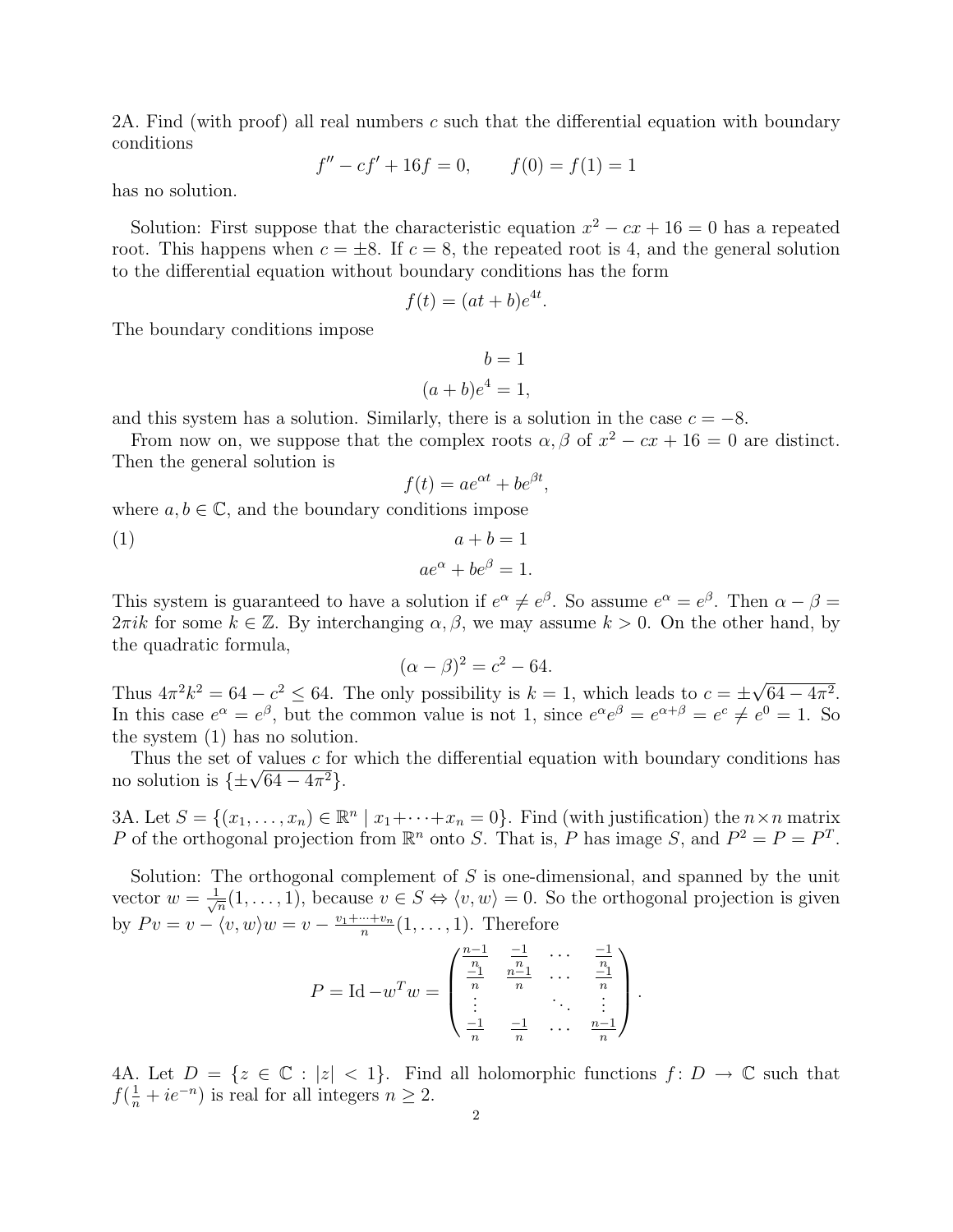2A. Find (with proof) all real numbers $c$ such that the differential equation with boundary conditions

$$f'' - cf' + 16f = 0, \qquad f(0) = f(1) = 1$$

has no solution.

Solution: First suppose that the characteristic equation $x^2 - cx + 16 = 0$ has a repeated root. This happens when $c = \pm 8$. If $c = 8$, the repeated root is 4, and the general solution to the differential equation without boundary conditions has the form

$$f(t) = (at + b)e^{4t}.$$

The boundary conditions impose

$$b = 1$$

$$(a + b)e^4 = 1,$$

and this system has a solution. Similarly, there is a solution in the case $c = -8$.

From now on, we suppose that the complex roots $\alpha, \beta$ of $x^2 - cx + 16 = 0$ are distinct. Then the general solution is

$$f(t) = ae^{\alpha t} + be^{\beta t},$$

where $a, b \in \mathbb{C}$, and the boundary conditions impose

$$\begin{aligned} a + b &= 1 \\ ae^{\alpha} + be^{\beta} &= 1. \end{aligned} \tag{1}$$

This system is guaranteed to have a solution if $e^{\alpha} \neq e^{\beta}$. So assume $e^{\alpha} = e^{\beta}$. Then $\alpha - \beta = 2\pi ik$ for some $k \in \mathbb{Z}$. By interchanging $\alpha, \beta$, we may assume $k > 0$. On the other hand, by the quadratic formula,

$$(\alpha - \beta)^2 = c^2 - 64.$$

Thus $4\pi^2 k^2 = 64 - c^2 \leq 64$. The only possibility is $k = 1$, which leads to $c = \pm\sqrt{64 - 4\pi^2}$. In this case $e^{\alpha} = e^{\beta}$, but the common value is not 1, since $e^{\alpha}e^{\beta} = e^{\alpha+\beta} = e^c \neq e^0 = 1$. So the system (1) has no solution.

Thus the set of values $c$ for which the differential equation with boundary conditions has no solution is $\{\pm\sqrt{64 - 4\pi^2}\}$.

3A. Let $S = \{(x_1, \ldots, x_n) \in \mathbb{R}^n \mid x_1 + \cdots + x_n = 0\}$. Find (with justification) the $n \times n$ matrix $P$ of the orthogonal projection from $\mathbb{R}^n$ onto $S$. That is, $P$ has image $S$, and $P^2 = P = P^T$.

Solution: The orthogonal complement of $S$ is one-dimensional, and spanned by the unit vector $w = \frac{1}{\sqrt{n}}(1, \ldots, 1)$, because $v \in S \Leftrightarrow \langle v, w \rangle = 0$. So the orthogonal projection is given by $Pv = v - \langle v, w \rangle w = v - \frac{v_1 + \cdots + v_n}{n}(1, \ldots, 1)$. Therefore

$$P = \mathrm{Id} - w^T w = \begin{pmatrix} \frac{n-1}{n} & \frac{-1}{n} & \cdots & \frac{-1}{n} \\ \frac{-1}{n} & \frac{n-1}{n} & \cdots & \frac{-1}{n} \\ \vdots & & \ddots & \vdots \\ \frac{-1}{n} & \frac{-1}{n} & \cdots & \frac{n-1}{n} \end{pmatrix}.$$

4A. Let $D = \{z \in \mathbb{C} : |z| < 1\}$. Find all holomorphic functions $f \colon D \to \mathbb{C}$ such that $f(\frac{1}{n} + ie^{-n})$ is real for all integers $n \geq 2$.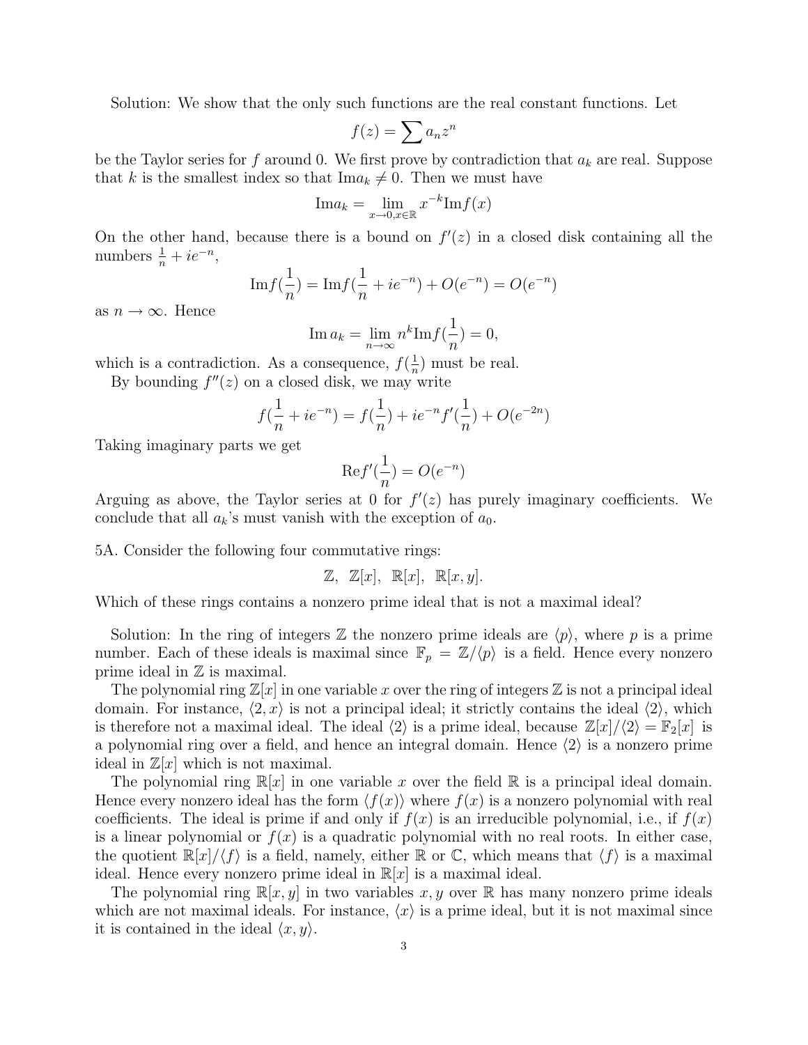Solution: We show that the only such functions are the real constant functions. Let

$$f(z) = \sum a_n z^n$$

be the Taylor series for $f$ around 0. We first prove by contradiction that $a_k$ are real. Suppose that $k$ is the smallest index so that $\text{Im}a_k \neq 0$. Then we must have

$$\text{Im}a_k = \lim_{x \to 0, x \in \mathbb{R}} x^{-k} \text{Im} f(x)$$

On the other hand, because there is a bound on $f'(z)$ in a closed disk containing all the numbers $\frac{1}{n} + ie^{-n}$,

$$\text{Im}f(\frac{1}{n}) = \text{Im}f(\frac{1}{n} + ie^{-n}) + O(e^{-n}) = O(e^{-n})$$

as $n \to \infty$. Hence

$$\text{Im}\, a_k = \lim_{n \to \infty} n^k \text{Im} f(\frac{1}{n}) = 0,$$

which is a contradiction. As a consequence, $f(\frac{1}{n})$ must be real.

By bounding $f''(z)$ on a closed disk, we may write

$$f(\frac{1}{n} + ie^{-n}) = f(\frac{1}{n}) + ie^{-n} f'(\frac{1}{n}) + O(e^{-2n})$$

Taking imaginary parts we get

$$\text{Re}f'(\frac{1}{n}) = O(e^{-n})$$

Arguing as above, the Taylor series at 0 for $f'(z)$ has purely imaginary coefficients. We conclude that all $a_k$'s must vanish with the exception of $a_0$.

5A. Consider the following four commutative rings:

$$\mathbb{Z},\ \ \mathbb{Z}[x],\ \ \mathbb{R}[x],\ \ \mathbb{R}[x, y].$$

Which of these rings contains a nonzero prime ideal that is not a maximal ideal?

Solution: In the ring of integers $\mathbb{Z}$ the nonzero prime ideals are $\langle p \rangle$, where $p$ is a prime number. Each of these ideals is maximal since $\mathbb{F}_p = \mathbb{Z}/\langle p \rangle$ is a field. Hence every nonzero prime ideal in $\mathbb{Z}$ is maximal.

The polynomial ring $\mathbb{Z}[x]$ in one variable $x$ over the ring of integers $\mathbb{Z}$ is not a principal ideal domain. For instance, $\langle 2, x \rangle$ is not a principal ideal; it strictly contains the ideal $\langle 2 \rangle$, which is therefore not a maximal ideal. The ideal $\langle 2 \rangle$ is a prime ideal, because $\mathbb{Z}[x]/\langle 2 \rangle = \mathbb{F}_2[x]$ is a polynomial ring over a field, and hence an integral domain. Hence $\langle 2 \rangle$ is a nonzero prime ideal in $\mathbb{Z}[x]$ which is not maximal.

The polynomial ring $\mathbb{R}[x]$ in one variable $x$ over the field $\mathbb{R}$ is a principal ideal domain. Hence every nonzero ideal has the form $\langle f(x) \rangle$ where $f(x)$ is a nonzero polynomial with real coefficients. The ideal is prime if and only if $f(x)$ is an irreducible polynomial, i.e., if $f(x)$ is a linear polynomial or $f(x)$ is a quadratic polynomial with no real roots. In either case, the quotient $\mathbb{R}[x]/\langle f \rangle$ is a field, namely, either $\mathbb{R}$ or $\mathbb{C}$, which means that $\langle f \rangle$ is a maximal ideal. Hence every nonzero prime ideal in $\mathbb{R}[x]$ is a maximal ideal.

The polynomial ring $\mathbb{R}[x, y]$ in two variables $x, y$ over $\mathbb{R}$ has many nonzero prime ideals which are not maximal ideals. For instance, $\langle x \rangle$ is a prime ideal, but it is not maximal since it is contained in the ideal $\langle x, y \rangle$.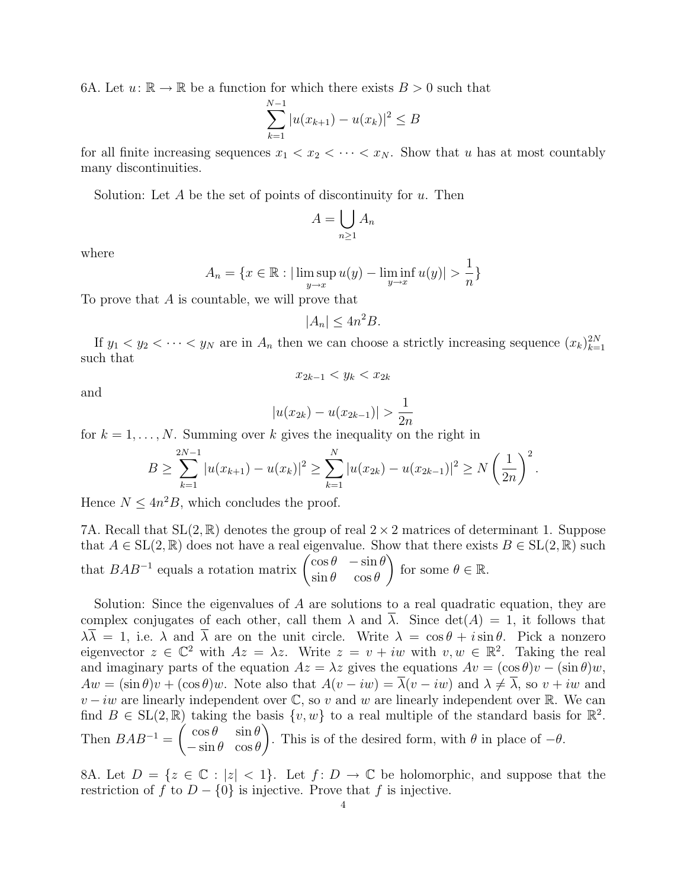6A. Let $u\colon \mathbb{R} \to \mathbb{R}$ be a function for which there exists $B > 0$ such that

$$\sum_{k=1}^{N-1} |u(x_{k+1}) - u(x_k)|^2 \leq B$$

for all finite increasing sequences $x_1 < x_2 < \cdots < x_N$. Show that $u$ has at most countably many discontinuities.

Solution: Let $A$ be the set of points of discontinuity for $u$. Then

$$A = \bigcup_{n \geq 1} A_n$$

where

$$A_n = \{x \in \mathbb{R} : |\limsup_{y \to x} u(y) - \liminf_{y \to x} u(y)| > \frac{1}{n}\}$$

To prove that $A$ is countable, we will prove that

$$|A_n| \leq 4n^2 B.$$

If $y_1 < y_2 < \cdots < y_N$ are in $A_n$ then we can choose a strictly increasing sequence $(x_k)_{k=1}^{2N}$ such that

$$x_{2k-1} < y_k < x_{2k}$$

and

$$|u(x_{2k}) - u(x_{2k-1})| > \frac{1}{2n}$$

for $k = 1, \ldots, N$. Summing over $k$ gives the inequality on the right in

$$B \geq \sum_{k=1}^{2N-1} |u(x_{k+1}) - u(x_k)|^2 \geq \sum_{k=1}^{N} |u(x_{2k}) - u(x_{2k-1})|^2 \geq N\left(\frac{1}{2n}\right)^2.$$

Hence $N \leq 4n^2 B$, which concludes the proof.

7A. Recall that $\mathrm{SL}(2, \mathbb{R})$ denotes the group of real $2 \times 2$ matrices of determinant 1. Suppose that $A \in \mathrm{SL}(2, \mathbb{R})$ does not have a real eigenvalue. Show that there exists $B \in \mathrm{SL}(2, \mathbb{R})$ such that $BAB^{-1}$ equals a rotation matrix $\begin{pmatrix} \cos\theta & -\sin\theta \\ \sin\theta & \cos\theta \end{pmatrix}$ for some $\theta \in \mathbb{R}$.

Solution: Since the eigenvalues of $A$ are solutions to a real quadratic equation, they are complex conjugates of each other, call them $\lambda$ and $\overline{\lambda}$. Since $\det(A) = 1$, it follows that $\lambda\overline{\lambda} = 1$, i.e. $\lambda$ and $\overline{\lambda}$ are on the unit circle. Write $\lambda = \cos\theta + i\sin\theta$. Pick a nonzero eigenvector $z \in \mathbb{C}^2$ with $Az = \lambda z$. Write $z = v + iw$ with $v, w \in \mathbb{R}^2$. Taking the real and imaginary parts of the equation $Az = \lambda z$ gives the equations $Av = (\cos\theta)v - (\sin\theta)w$, $Aw = (\sin\theta)v + (\cos\theta)w$. Note also that $A(v - iw) = \overline{\lambda}(v - iw)$ and $\lambda \neq \overline{\lambda}$, so $v + iw$ and $v - iw$ are linearly independent over $\mathbb{C}$, so $v$ and $w$ are linearly independent over $\mathbb{R}$. We can find $B \in \mathrm{SL}(2, \mathbb{R})$ taking the basis $\{v, w\}$ to a real multiple of the standard basis for $\mathbb{R}^2$. Then $BAB^{-1} = \begin{pmatrix} \cos\theta & \sin\theta \\ -\sin\theta & \cos\theta \end{pmatrix}$. This is of the desired form, with $\theta$ in place of $-\theta$.

8A. Let $D = \{z \in \mathbb{C} : |z| < 1\}$. Let $f\colon D \to \mathbb{C}$ be holomorphic, and suppose that the restriction of $f$ to $D - \{0\}$ is injective. Prove that $f$ is injective.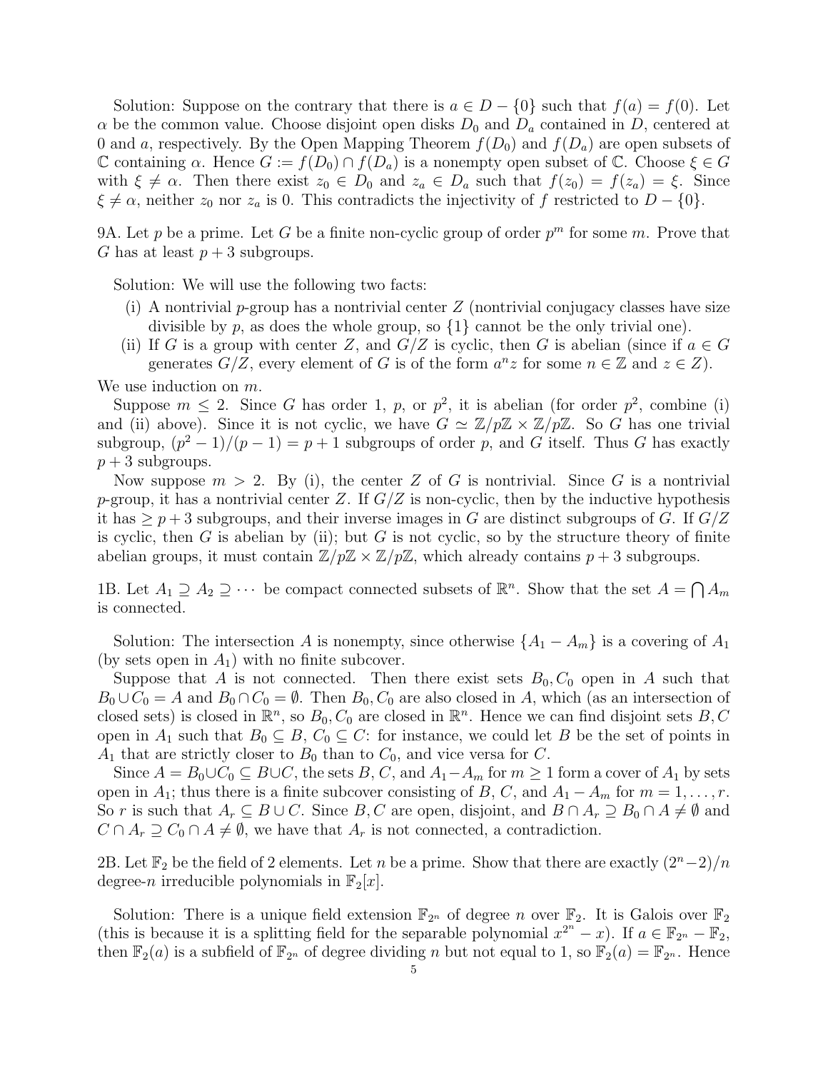Solution: Suppose on the contrary that there is $a \in D - \{0\}$ such that $f(a) = f(0)$. Let $\alpha$ be the common value. Choose disjoint open disks $D_0$ and $D_a$ contained in $D$, centered at 0 and $a$, respectively. By the Open Mapping Theorem $f(D_0)$ and $f(D_a)$ are open subsets of $\mathbb{C}$ containing $\alpha$. Hence $G := f(D_0) \cap f(D_a)$ is a nonempty open subset of $\mathbb{C}$. Choose $\xi \in G$ with $\xi \neq \alpha$. Then there exist $z_0 \in D_0$ and $z_a \in D_a$ such that $f(z_0) = f(z_a) = \xi$. Since $\xi \neq \alpha$, neither $z_0$ nor $z_a$ is 0. This contradicts the injectivity of $f$ restricted to $D - \{0\}$.

9A. Let $p$ be a prime. Let $G$ be a finite non-cyclic group of order $p^m$ for some $m$. Prove that $G$ has at least $p+3$ subgroups.

Solution: We will use the following two facts:

(i) A nontrivial $p$-group has a nontrivial center $Z$ (nontrivial conjugacy classes have size divisible by $p$, as does the whole group, so $\{1\}$ cannot be the only trivial one).

(ii) If $G$ is a group with center $Z$, and $G/Z$ is cyclic, then $G$ is abelian (since if $a \in G$ generates $G/Z$, every element of $G$ is of the form $a^n z$ for some $n \in \mathbb{Z}$ and $z \in Z$).

We use induction on $m$.

Suppose $m \leq 2$. Since $G$ has order 1, $p$, or $p^2$, it is abelian (for order $p^2$, combine (i) and (ii) above). Since it is not cyclic, we have $G \simeq \mathbb{Z}/p\mathbb{Z} \times \mathbb{Z}/p\mathbb{Z}$. So $G$ has one trivial subgroup, $(p^2-1)/(p-1) = p+1$ subgroups of order $p$, and $G$ itself. Thus $G$ has exactly $p+3$ subgroups.

Now suppose $m > 2$. By (i), the center $Z$ of $G$ is nontrivial. Since $G$ is a nontrivial $p$-group, it has a nontrivial center $Z$. If $G/Z$ is non-cyclic, then by the inductive hypothesis it has $\geq p+3$ subgroups, and their inverse images in $G$ are distinct subgroups of $G$. If $G/Z$ is cyclic, then $G$ is abelian by (ii); but $G$ is not cyclic, so by the structure theory of finite abelian groups, it must contain $\mathbb{Z}/p\mathbb{Z} \times \mathbb{Z}/p\mathbb{Z}$, which already contains $p+3$ subgroups.

1B. Let $A_1 \supseteq A_2 \supseteq \cdots$ be compact connected subsets of $\mathbb{R}^n$. Show that the set $A = \bigcap A_m$ is connected.

Solution: The intersection $A$ is nonempty, since otherwise $\{A_1 - A_m\}$ is a covering of $A_1$ (by sets open in $A_1$) with no finite subcover.

Suppose that $A$ is not connected. Then there exist sets $B_0, C_0$ open in $A$ such that $B_0 \cup C_0 = A$ and $B_0 \cap C_0 = \emptyset$. Then $B_0, C_0$ are also closed in $A$, which (as an intersection of closed sets) is closed in $\mathbb{R}^n$, so $B_0, C_0$ are closed in $\mathbb{R}^n$. Hence we can find disjoint sets $B, C$ open in $A_1$ such that $B_0 \subseteq B$, $C_0 \subseteq C$: for instance, we could let $B$ be the set of points in $A_1$ that are strictly closer to $B_0$ than to $C_0$, and vice versa for $C$.

Since $A = B_0 \cup C_0 \subseteq B \cup C$, the sets $B$, $C$, and $A_1 - A_m$ for $m \geq 1$ form a cover of $A_1$ by sets open in $A_1$; thus there is a finite subcover consisting of $B$, $C$, and $A_1 - A_m$ for $m = 1, \ldots, r$. So $r$ is such that $A_r \subseteq B \cup C$. Since $B, C$ are open, disjoint, and $B \cap A_r \supseteq B_0 \cap A \neq \emptyset$ and $C \cap A_r \supseteq C_0 \cap A \neq \emptyset$, we have that $A_r$ is not connected, a contradiction.

2B. Let $\mathbb{F}_2$ be the field of 2 elements. Let $n$ be a prime. Show that there are exactly $(2^n-2)/n$ degree-$n$ irreducible polynomials in $\mathbb{F}_2[x]$.

Solution: There is a unique field extension $\mathbb{F}_{2^n}$ of degree $n$ over $\mathbb{F}_2$. It is Galois over $\mathbb{F}_2$ (this is because it is a splitting field for the separable polynomial $x^{2^n} - x$). If $a \in \mathbb{F}_{2^n} - \mathbb{F}_2$, then $\mathbb{F}_2(a)$ is a subfield of $\mathbb{F}_{2^n}$ of degree dividing $n$ but not equal to 1, so $\mathbb{F}_2(a) = \mathbb{F}_{2^n}$. Hence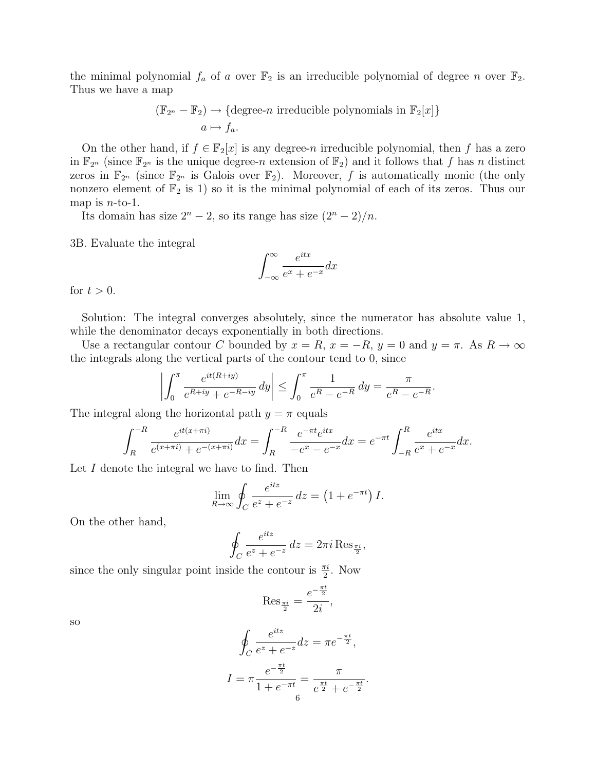the minimal polynomial $f_a$ of $a$ over $\mathbb{F}_2$ is an irreducible polynomial of degree $n$ over $\mathbb{F}_2$. Thus we have a map

$$\begin{aligned}(\mathbb{F}_{2^n} - \mathbb{F}_2) &\to \{\text{degree-}n \text{ irreducible polynomials in } \mathbb{F}_2[x]\}\\ a &\mapsto f_a.\end{aligned}$$

On the other hand, if $f \in \mathbb{F}_2[x]$ is any degree-$n$ irreducible polynomial, then $f$ has a zero in $\mathbb{F}_{2^n}$ (since $\mathbb{F}_{2^n}$ is the unique degree-$n$ extension of $\mathbb{F}_2$) and it follows that $f$ has $n$ distinct zeros in $\mathbb{F}_{2^n}$ (since $\mathbb{F}_{2^n}$ is Galois over $\mathbb{F}_2$). Moreover, $f$ is automatically monic (the only nonzero element of $\mathbb{F}_2$ is 1) so it is the minimal polynomial of each of its zeros. Thus our map is $n$-to-1.

Its domain has size $2^n - 2$, so its range has size $(2^n - 2)/n$.

3B. Evaluate the integral

$$\int_{-\infty}^{\infty} \frac{e^{itx}}{e^x + e^{-x}} dx$$

for $t > 0$.

Solution: The integral converges absolutely, since the numerator has absolute value 1, while the denominator decays exponentially in both directions.

Use a rectangular contour $C$ bounded by $x = R$, $x = -R$, $y = 0$ and $y = \pi$. As $R \to \infty$ the integrals along the vertical parts of the contour tend to 0, since

$$\left| \int_0^{\pi} \frac{e^{it(R+iy)}}{e^{R+iy} + e^{-R-iy}}\, dy \right| \le \int_0^{\pi} \frac{1}{e^R - e^{-R}}\, dy = \frac{\pi}{e^R - e^{-R}}.$$

The integral along the horizontal path $y = \pi$ equals

$$\int_R^{-R} \frac{e^{it(x+\pi i)}}{e^{(x+\pi i)} + e^{-(x+\pi i)}} dx = \int_R^{-R} \frac{e^{-\pi t} e^{itx}}{-e^x - e^{-x}} dx = e^{-\pi t} \int_{-R}^{R} \frac{e^{itx}}{e^x + e^{-x}} dx.$$

Let $I$ denote the integral we have to find. Then

$$\lim_{R\to\infty} \oint_C \frac{e^{itz}}{e^z + e^{-z}}\, dz = \left(1 + e^{-\pi t}\right) I.$$

On the other hand,

$$\oint_C \frac{e^{itz}}{e^z + e^{-z}}\, dz = 2\pi i \operatorname{Res}_{\frac{\pi i}{2}},$$

since the only singular point inside the contour is $\frac{\pi i}{2}$. Now

$$\operatorname{Res}_{\frac{\pi i}{2}} = \frac{e^{-\frac{\pi t}{2}}}{2i},$$

so

$$\oint_C \frac{e^{itz}}{e^z + e^{-z}} dz = \pi e^{-\frac{\pi t}{2}},$$

$$I = \pi \frac{e^{-\frac{\pi t}{2}}}{1 + e^{-\pi t}} = \frac{\pi}{e^{\frac{\pi t}{2}} + e^{-\frac{\pi t}{2}}}.$$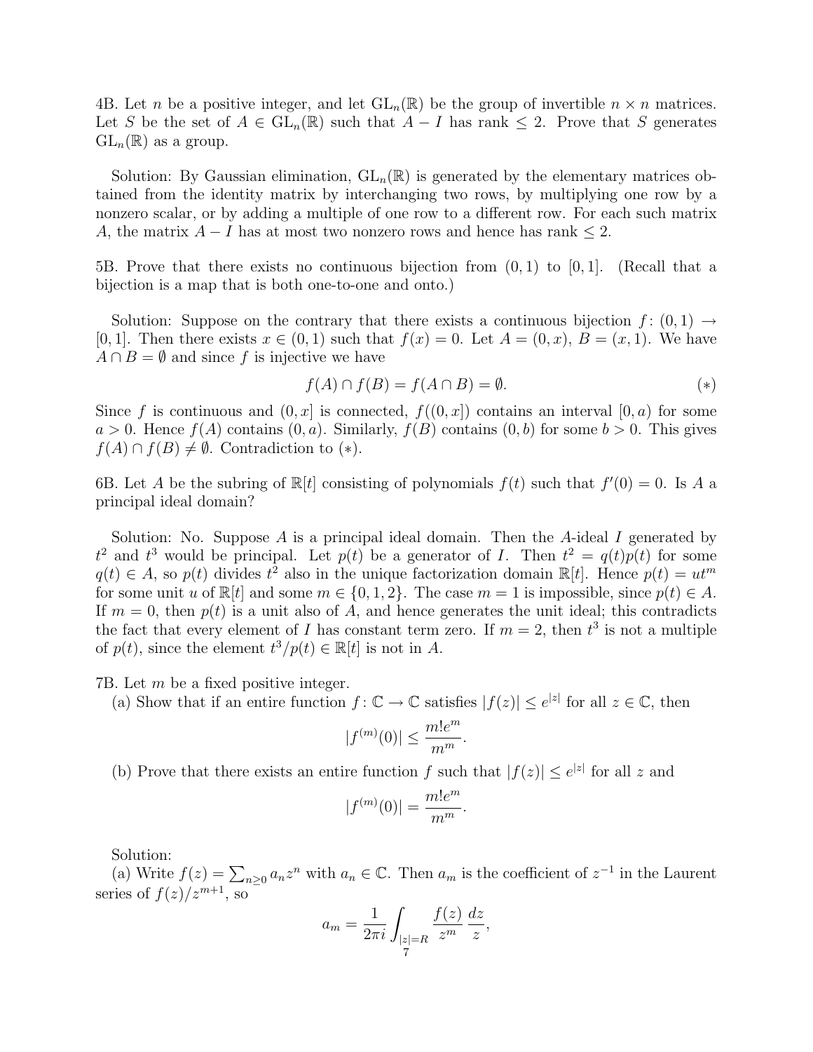4B. Let $n$ be a positive integer, and let $\mathrm{GL}_n(\mathbb{R})$ be the group of invertible $n \times n$ matrices. Let $S$ be the set of $A \in \mathrm{GL}_n(\mathbb{R})$ such that $A - I$ has rank $\leq 2$. Prove that $S$ generates $\mathrm{GL}_n(\mathbb{R})$ as a group.

Solution: By Gaussian elimination, $\mathrm{GL}_n(\mathbb{R})$ is generated by the elementary matrices obtained from the identity matrix by interchanging two rows, by multiplying one row by a nonzero scalar, or by adding a multiple of one row to a different row. For each such matrix $A$, the matrix $A - I$ has at most two nonzero rows and hence has rank $\leq 2$.

5B. Prove that there exists no continuous bijection from $(0, 1)$ to $[0, 1]$. (Recall that a bijection is a map that is both one-to-one and onto.)

Solution: Suppose on the contrary that there exists a continuous bijection $f : (0, 1) \to [0, 1]$. Then there exists $x \in (0, 1)$ such that $f(x) = 0$. Let $A = (0, x)$, $B = (x, 1)$. We have $A \cap B = \emptyset$ and since $f$ is injective we have

$$f(A) \cap f(B) = f(A \cap B) = \emptyset. \qquad (*)$$

Since $f$ is continuous and $(0, x]$ is connected, $f((0, x])$ contains an interval $[0, a)$ for some $a > 0$. Hence $f(A)$ contains $(0, a)$. Similarly, $f(B)$ contains $(0, b)$ for some $b > 0$. This gives $f(A) \cap f(B) \neq \emptyset$. Contradiction to $(*)$.

6B. Let $A$ be the subring of $\mathbb{R}[t]$ consisting of polynomials $f(t)$ such that $f'(0) = 0$. Is $A$ a principal ideal domain?

Solution: No. Suppose $A$ is a principal ideal domain. Then the $A$-ideal $I$ generated by $t^2$ and $t^3$ would be principal. Let $p(t)$ be a generator of $I$. Then $t^2 = q(t)p(t)$ for some $q(t) \in A$, so $p(t)$ divides $t^2$ also in the unique factorization domain $\mathbb{R}[t]$. Hence $p(t) = ut^m$ for some unit $u$ of $\mathbb{R}[t]$ and some $m \in \{0, 1, 2\}$. The case $m = 1$ is impossible, since $p(t) \in A$. If $m = 0$, then $p(t)$ is a unit also of $A$, and hence generates the unit ideal; this contradicts the fact that every element of $I$ has constant term zero. If $m = 2$, then $t^3$ is not a multiple of $p(t)$, since the element $t^3/p(t) \in \mathbb{R}[t]$ is not in $A$.

7B. Let $m$ be a fixed positive integer.

(a) Show that if an entire function $f : \mathbb{C} \to \mathbb{C}$ satisfies $|f(z)| \leq e^{|z|}$ for all $z \in \mathbb{C}$, then

$$|f^{(m)}(0)| \leq \frac{m! e^m}{m^m}.$$

(b) Prove that there exists an entire function $f$ such that $|f(z)| \leq e^{|z|}$ for all $z$ and

$$|f^{(m)}(0)| = \frac{m! e^m}{m^m}.$$

Solution:

(a) Write $f(z) = \sum_{n \geq 0} a_n z^n$ with $a_n \in \mathbb{C}$. Then $a_m$ is the coefficient of $z^{-1}$ in the Laurent series of $f(z)/z^{m+1}$, so

$$a_m = \frac{1}{2\pi i} \int_{|z|=R} \frac{f(z)}{z^m} \frac{dz}{z},$$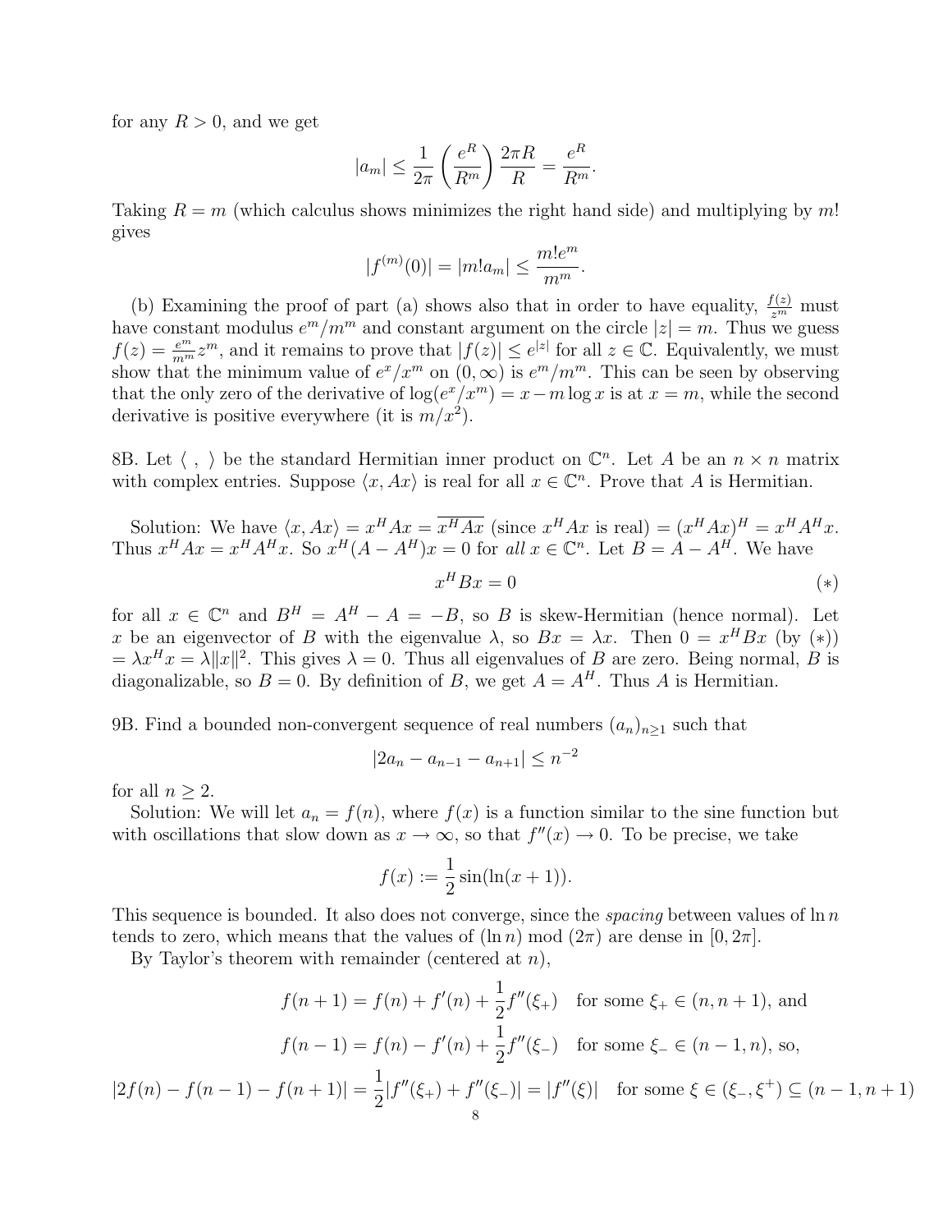for any $R > 0$, and we get

$$|a_m| \leq \frac{1}{2\pi}\left(\frac{e^R}{R^m}\right)\frac{2\pi R}{R} = \frac{e^R}{R^m}.$$

Taking $R = m$ (which calculus shows minimizes the right hand side) and multiplying by $m!$ gives

$$|f^{(m)}(0)| = |m! a_m| \leq \frac{m! e^m}{m^m}.$$

(b) Examining the proof of part (a) shows also that in order to have equality, $\frac{f(z)}{z^m}$ must have constant modulus $e^m/m^m$ and constant argument on the circle $|z| = m$. Thus we guess $f(z) = \frac{e^m}{m^m} z^m$, and it remains to prove that $|f(z)| \leq e^{|z|}$ for all $z \in \mathbb{C}$. Equivalently, we must show that the minimum value of $e^x/x^m$ on $(0, \infty)$ is $e^m/m^m$. This can be seen by observing that the only zero of the derivative of $\log(e^x/x^m) = x - m \log x$ is at $x = m$, while the second derivative is positive everywhere (it is $m/x^2$).

8B. Let $\langle\ ,\ \rangle$ be the standard Hermitian inner product on $\mathbb{C}^n$. Let $A$ be an $n \times n$ matrix with complex entries. Suppose $\langle x, Ax\rangle$ is real for all $x \in \mathbb{C}^n$. Prove that $A$ is Hermitian.

Solution: We have $\langle x, Ax\rangle = x^H A x = \overline{x^H A x}$ (since $x^H A x$ is real) $= (x^H A x)^H = x^H A^H x$. Thus $x^H A x = x^H A^H x$. So $x^H (A - A^H) x = 0$ for *all* $x \in \mathbb{C}^n$. Let $B = A - A^H$. We have

$$x^H B x = 0 \tag{$*$}$$

for all $x \in \mathbb{C}^n$ and $B^H = A^H - A = -B$, so $B$ is skew-Hermitian (hence normal). Let $x$ be an eigenvector of $B$ with the eigenvalue $\lambda$, so $Bx = \lambda x$. Then $0 = x^H B x$ (by $(*)$) $= \lambda x^H x = \lambda \|x\|^2$. This gives $\lambda = 0$. Thus all eigenvalues of $B$ are zero. Being normal, $B$ is diagonalizable, so $B = 0$. By definition of $B$, we get $A = A^H$. Thus $A$ is Hermitian.

9B. Find a bounded non-convergent sequence of real numbers $(a_n)_{n\geq 1}$ such that

$$|2a_n - a_{n-1} - a_{n+1}| \leq n^{-2}$$

for all $n \geq 2$.

Solution: We will let $a_n = f(n)$, where $f(x)$ is a function similar to the sine function but with oscillations that slow down as $x \to \infty$, so that $f''(x) \to 0$. To be precise, we take

$$f(x) := \frac{1}{2}\sin(\ln(x+1)).$$

This sequence is bounded. It also does not converge, since the *spacing* between values of $\ln n$ tends to zero, which means that the values of $(\ln n) \bmod (2\pi)$ are dense in $[0, 2\pi]$.

By Taylor's theorem with remainder (centered at $n$),

$$f(n+1) = f(n) + f'(n) + \frac{1}{2}f''(\xi_+) \quad \text{for some } \xi_+ \in (n, n+1)\text{, and}$$

$$f(n-1) = f(n) - f'(n) + \frac{1}{2}f''(\xi_-) \quad \text{for some } \xi_- \in (n-1, n)\text{, so,}$$

$$|2f(n) - f(n-1) - f(n+1)| = \frac{1}{2}|f''(\xi_+) + f''(\xi_-)| = |f''(\xi)| \quad \text{for some } \xi \in (\xi_-, \xi^+) \subseteq (n-1, n+1)$$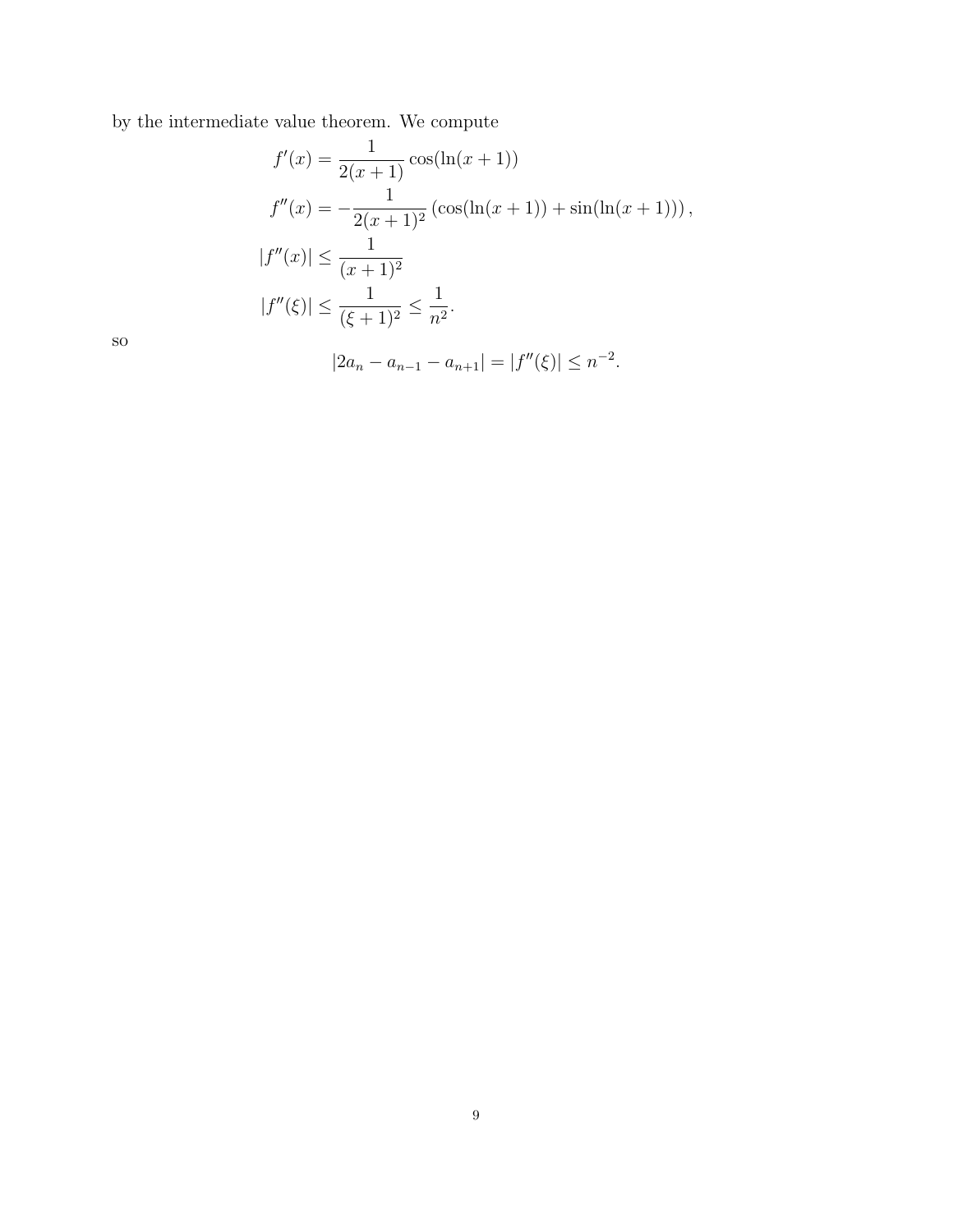by the intermediate value theorem. We compute

$$
\begin{aligned}
f'(x) &= \frac{1}{2(x+1)} \cos(\ln(x+1)) \\
f''(x) &= -\frac{1}{2(x+1)^2} \left(\cos(\ln(x+1)) + \sin(\ln(x+1))\right), \\
|f''(x)| &\leq \frac{1}{(x+1)^2} \\
|f''(\xi)| &\leq \frac{1}{(\xi+1)^2} \leq \frac{1}{n^2}.
\end{aligned}
$$

so

$$
|2a_n - a_{n-1} - a_{n+1}| = |f''(\xi)| \leq n^{-2}.
$$